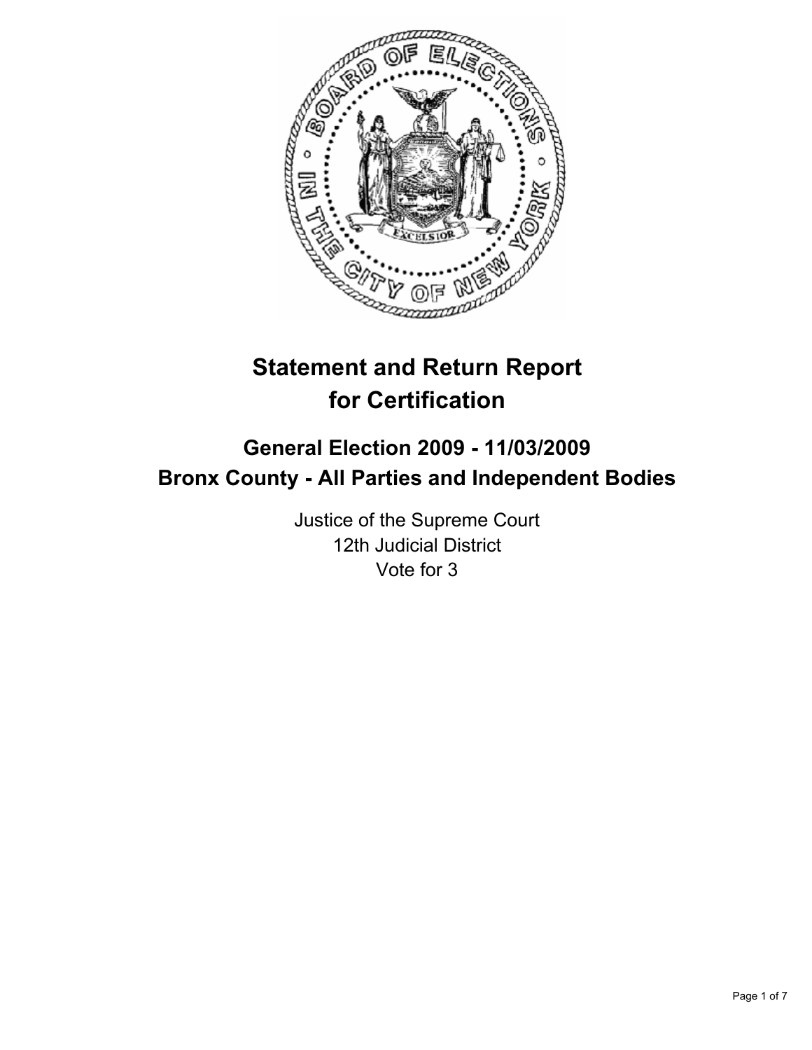# Statement and Return Report for Certification

## General Election 2009 - 11/03/2009
## Bronx County - All Parties and Independent Bodies

Justice of the Supreme Court
12th Judicial District
Vote for 3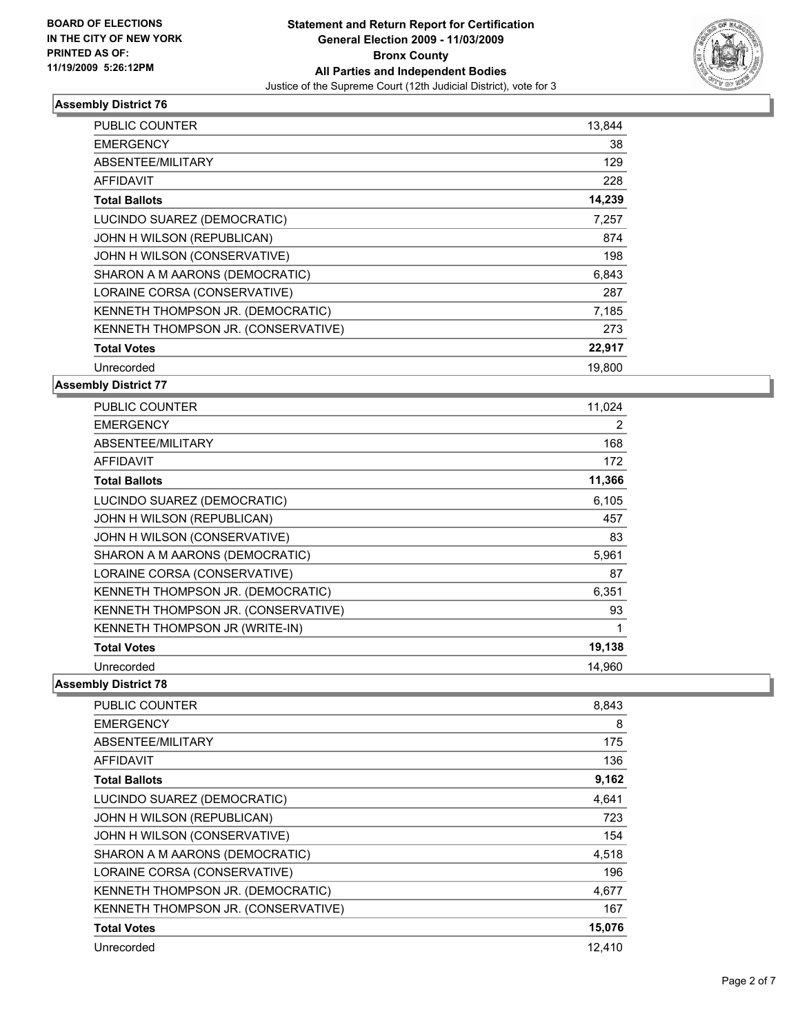**BOARD OF ELECTIONS IN THE CITY OF NEW YORK PRINTED AS OF: 11/19/2009 5:26:12PM**

**Statement and Return Report for Certification**
**General Election 2009 - 11/03/2009**
**Bronx County**
**All Parties and Independent Bodies**
Justice of the Supreme Court (12th Judicial District), vote for 3

### Assembly District 76

| | |
|---|---|
| PUBLIC COUNTER | 13,844 |
| EMERGENCY | 38 |
| ABSENTEE/MILITARY | 129 |
| AFFIDAVIT | 228 |
| **Total Ballots** | **14,239** |
| LUCINDO SUAREZ (DEMOCRATIC) | 7,257 |
| JOHN H WILSON (REPUBLICAN) | 874 |
| JOHN H WILSON (CONSERVATIVE) | 198 |
| SHARON A M AARONS (DEMOCRATIC) | 6,843 |
| LORAINE CORSA (CONSERVATIVE) | 287 |
| KENNETH THOMPSON JR. (DEMOCRATIC) | 7,185 |
| KENNETH THOMPSON JR. (CONSERVATIVE) | 273 |
| **Total Votes** | **22,917** |
| Unrecorded | 19,800 |

### Assembly District 77

| | |
|---|---|
| PUBLIC COUNTER | 11,024 |
| EMERGENCY | 2 |
| ABSENTEE/MILITARY | 168 |
| AFFIDAVIT | 172 |
| **Total Ballots** | **11,366** |
| LUCINDO SUAREZ (DEMOCRATIC) | 6,105 |
| JOHN H WILSON (REPUBLICAN) | 457 |
| JOHN H WILSON (CONSERVATIVE) | 83 |
| SHARON A M AARONS (DEMOCRATIC) | 5,961 |
| LORAINE CORSA (CONSERVATIVE) | 87 |
| KENNETH THOMPSON JR. (DEMOCRATIC) | 6,351 |
| KENNETH THOMPSON JR. (CONSERVATIVE) | 93 |
| KENNETH THOMPSON JR (WRITE-IN) | 1 |
| **Total Votes** | **19,138** |
| Unrecorded | 14,960 |

### Assembly District 78

| | |
|---|---|
| PUBLIC COUNTER | 8,843 |
| EMERGENCY | 8 |
| ABSENTEE/MILITARY | 175 |
| AFFIDAVIT | 136 |
| **Total Ballots** | **9,162** |
| LUCINDO SUAREZ (DEMOCRATIC) | 4,641 |
| JOHN H WILSON (REPUBLICAN) | 723 |
| JOHN H WILSON (CONSERVATIVE) | 154 |
| SHARON A M AARONS (DEMOCRATIC) | 4,518 |
| LORAINE CORSA (CONSERVATIVE) | 196 |
| KENNETH THOMPSON JR. (DEMOCRATIC) | 4,677 |
| KENNETH THOMPSON JR. (CONSERVATIVE) | 167 |
| **Total Votes** | **15,076** |
| Unrecorded | 12,410 |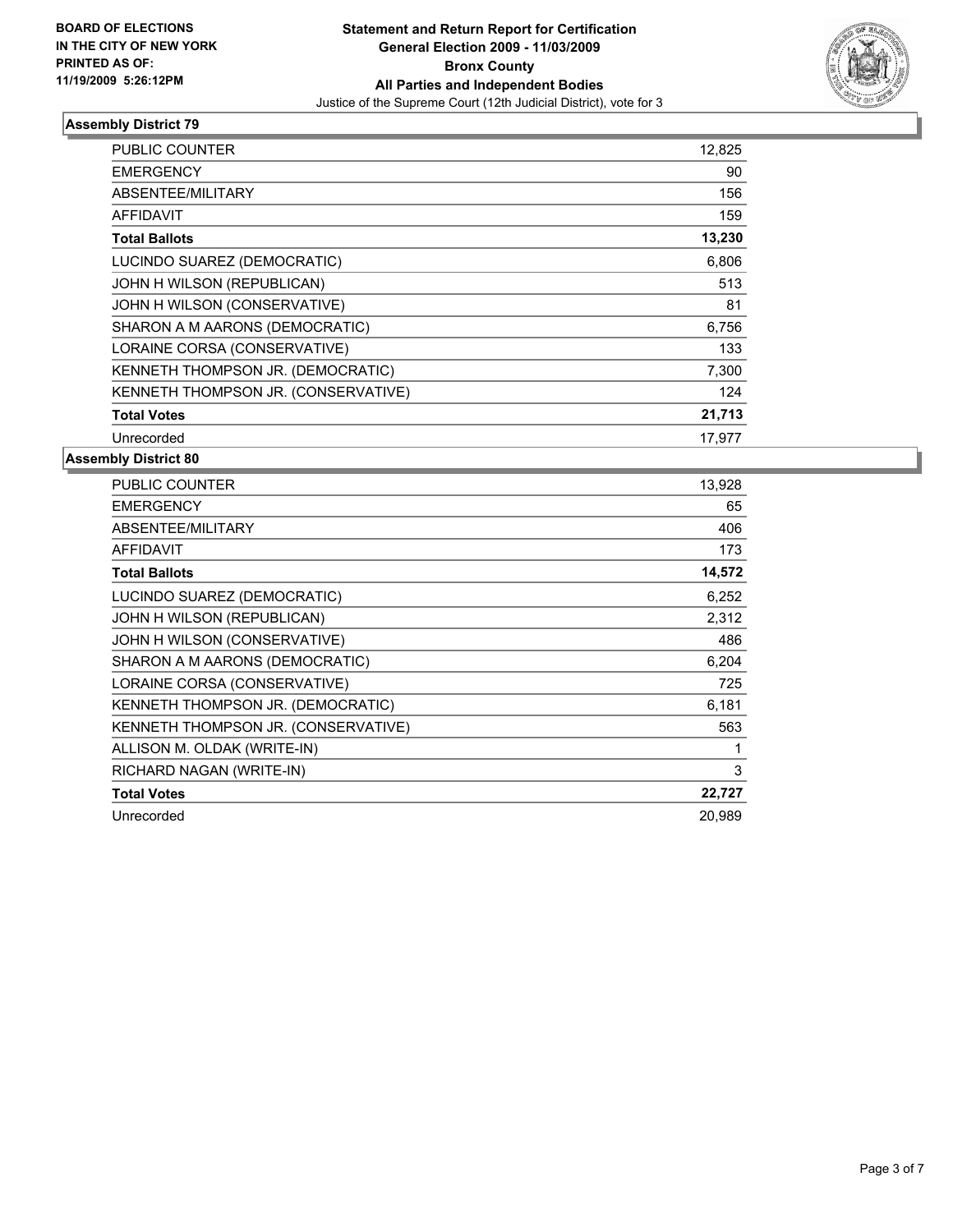**BOARD OF ELECTIONS IN THE CITY OF NEW YORK PRINTED AS OF: 11/19/2009 5:26:12PM**

**Statement and Return Report for Certification**
**General Election 2009 - 11/03/2009**
**Bronx County**
**All Parties and Independent Bodies**
Justice of the Supreme Court (12th Judicial District), vote for 3

### Assembly District 79

| | |
|---|---|
| PUBLIC COUNTER | 12,825 |
| EMERGENCY | 90 |
| ABSENTEE/MILITARY | 156 |
| AFFIDAVIT | 159 |
| **Total Ballots** | **13,230** |
| LUCINDO SUAREZ (DEMOCRATIC) | 6,806 |
| JOHN H WILSON (REPUBLICAN) | 513 |
| JOHN H WILSON (CONSERVATIVE) | 81 |
| SHARON A M AARONS (DEMOCRATIC) | 6,756 |
| LORAINE CORSA (CONSERVATIVE) | 133 |
| KENNETH THOMPSON JR. (DEMOCRATIC) | 7,300 |
| KENNETH THOMPSON JR. (CONSERVATIVE) | 124 |
| **Total Votes** | **21,713** |
| Unrecorded | 17,977 |

### Assembly District 80

| | |
|---|---|
| PUBLIC COUNTER | 13,928 |
| EMERGENCY | 65 |
| ABSENTEE/MILITARY | 406 |
| AFFIDAVIT | 173 |
| **Total Ballots** | **14,572** |
| LUCINDO SUAREZ (DEMOCRATIC) | 6,252 |
| JOHN H WILSON (REPUBLICAN) | 2,312 |
| JOHN H WILSON (CONSERVATIVE) | 486 |
| SHARON A M AARONS (DEMOCRATIC) | 6,204 |
| LORAINE CORSA (CONSERVATIVE) | 725 |
| KENNETH THOMPSON JR. (DEMOCRATIC) | 6,181 |
| KENNETH THOMPSON JR. (CONSERVATIVE) | 563 |
| ALLISON M. OLDAK (WRITE-IN) | 1 |
| RICHARD NAGAN (WRITE-IN) | 3 |
| **Total Votes** | **22,727** |
| Unrecorded | 20,989 |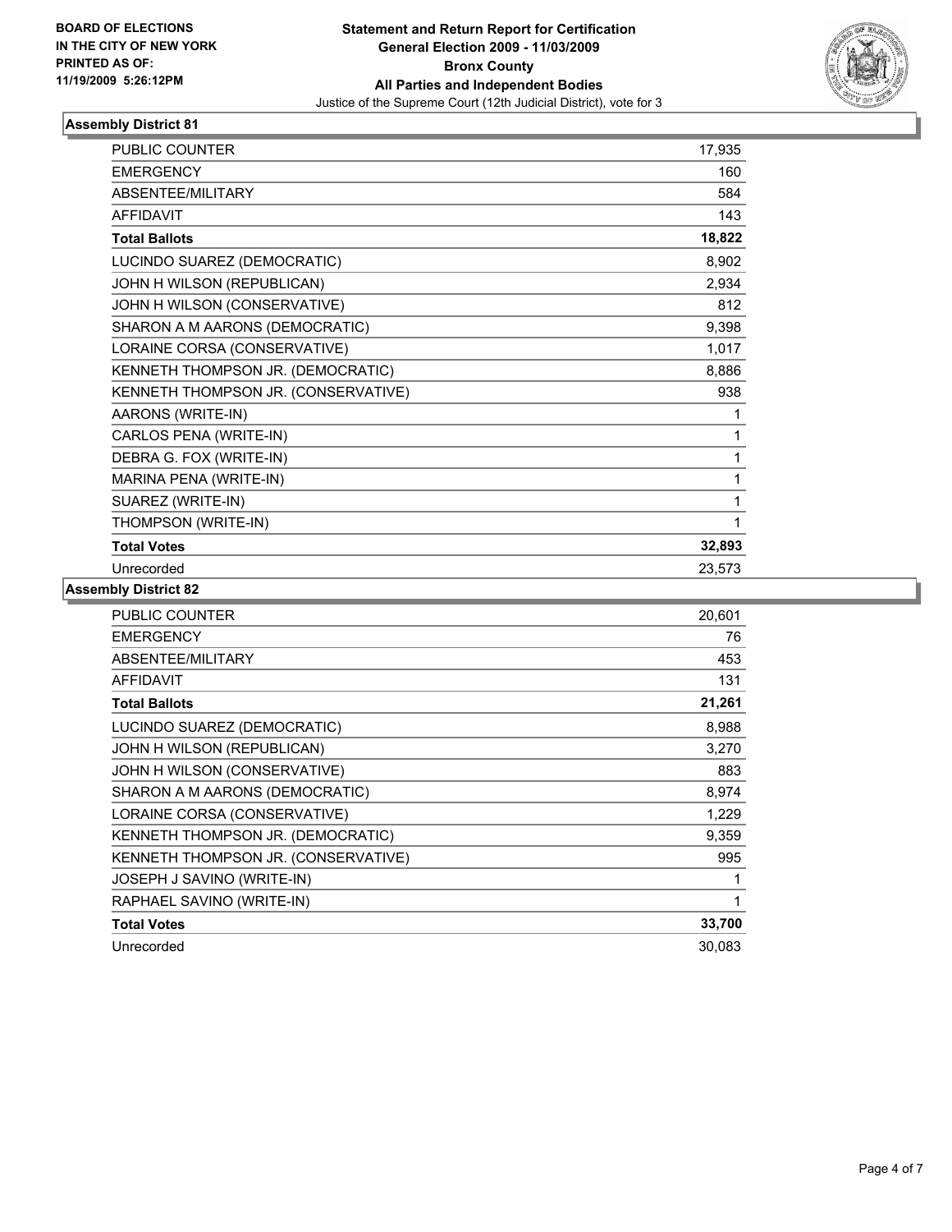**BOARD OF ELECTIONS IN THE CITY OF NEW YORK PRINTED AS OF: 11/19/2009 5:26:12PM**

**Statement and Return Report for Certification**
**General Election 2009 - 11/03/2009**
**Bronx County**
**All Parties and Independent Bodies**
Justice of the Supreme Court (12th Judicial District), vote for 3

### Assembly District 81

| | |
|---|---|
| PUBLIC COUNTER | 17,935 |
| EMERGENCY | 160 |
| ABSENTEE/MILITARY | 584 |
| AFFIDAVIT | 143 |
| **Total Ballots** | **18,822** |
| LUCINDO SUAREZ (DEMOCRATIC) | 8,902 |
| JOHN H WILSON (REPUBLICAN) | 2,934 |
| JOHN H WILSON (CONSERVATIVE) | 812 |
| SHARON A M AARONS (DEMOCRATIC) | 9,398 |
| LORAINE CORSA (CONSERVATIVE) | 1,017 |
| KENNETH THOMPSON JR. (DEMOCRATIC) | 8,886 |
| KENNETH THOMPSON JR. (CONSERVATIVE) | 938 |
| AARONS (WRITE-IN) | 1 |
| CARLOS PENA (WRITE-IN) | 1 |
| DEBRA G. FOX (WRITE-IN) | 1 |
| MARINA PENA (WRITE-IN) | 1 |
| SUAREZ (WRITE-IN) | 1 |
| THOMPSON (WRITE-IN) | 1 |
| **Total Votes** | **32,893** |
| Unrecorded | 23,573 |

### Assembly District 82

| | |
|---|---|
| PUBLIC COUNTER | 20,601 |
| EMERGENCY | 76 |
| ABSENTEE/MILITARY | 453 |
| AFFIDAVIT | 131 |
| **Total Ballots** | **21,261** |
| LUCINDO SUAREZ (DEMOCRATIC) | 8,988 |
| JOHN H WILSON (REPUBLICAN) | 3,270 |
| JOHN H WILSON (CONSERVATIVE) | 883 |
| SHARON A M AARONS (DEMOCRATIC) | 8,974 |
| LORAINE CORSA (CONSERVATIVE) | 1,229 |
| KENNETH THOMPSON JR. (DEMOCRATIC) | 9,359 |
| KENNETH THOMPSON JR. (CONSERVATIVE) | 995 |
| JOSEPH J SAVINO (WRITE-IN) | 1 |
| RAPHAEL SAVINO (WRITE-IN) | 1 |
| **Total Votes** | **33,700** |
| Unrecorded | 30,083 |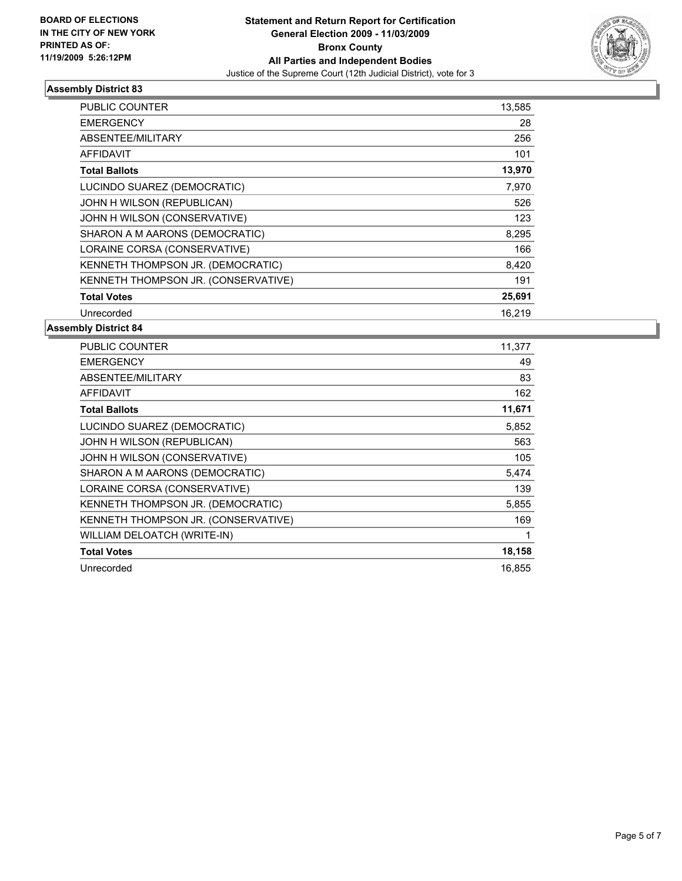BOARD OF ELECTIONS
IN THE CITY OF NEW YORK
PRINTED AS OF:
11/19/2009 5:26:12PM

**Statement and Return Report for Certification**
**General Election 2009 - 11/03/2009**
**Bronx County**
**All Parties and Independent Bodies**
Justice of the Supreme Court (12th Judicial District), vote for 3

### Assembly District 83

| | |
|---|---|
| PUBLIC COUNTER | 13,585 |
| EMERGENCY | 28 |
| ABSENTEE/MILITARY | 256 |
| AFFIDAVIT | 101 |
| **Total Ballots** | **13,970** |
| LUCINDO SUAREZ (DEMOCRATIC) | 7,970 |
| JOHN H WILSON (REPUBLICAN) | 526 |
| JOHN H WILSON (CONSERVATIVE) | 123 |
| SHARON A M AARONS (DEMOCRATIC) | 8,295 |
| LORAINE CORSA (CONSERVATIVE) | 166 |
| KENNETH THOMPSON JR. (DEMOCRATIC) | 8,420 |
| KENNETH THOMPSON JR. (CONSERVATIVE) | 191 |
| **Total Votes** | **25,691** |
| Unrecorded | 16,219 |

### Assembly District 84

| | |
|---|---|
| PUBLIC COUNTER | 11,377 |
| EMERGENCY | 49 |
| ABSENTEE/MILITARY | 83 |
| AFFIDAVIT | 162 |
| **Total Ballots** | **11,671** |
| LUCINDO SUAREZ (DEMOCRATIC) | 5,852 |
| JOHN H WILSON (REPUBLICAN) | 563 |
| JOHN H WILSON (CONSERVATIVE) | 105 |
| SHARON A M AARONS (DEMOCRATIC) | 5,474 |
| LORAINE CORSA (CONSERVATIVE) | 139 |
| KENNETH THOMPSON JR. (DEMOCRATIC) | 5,855 |
| KENNETH THOMPSON JR. (CONSERVATIVE) | 169 |
| WILLIAM DELOATCH (WRITE-IN) | 1 |
| **Total Votes** | **18,158** |
| Unrecorded | 16,855 |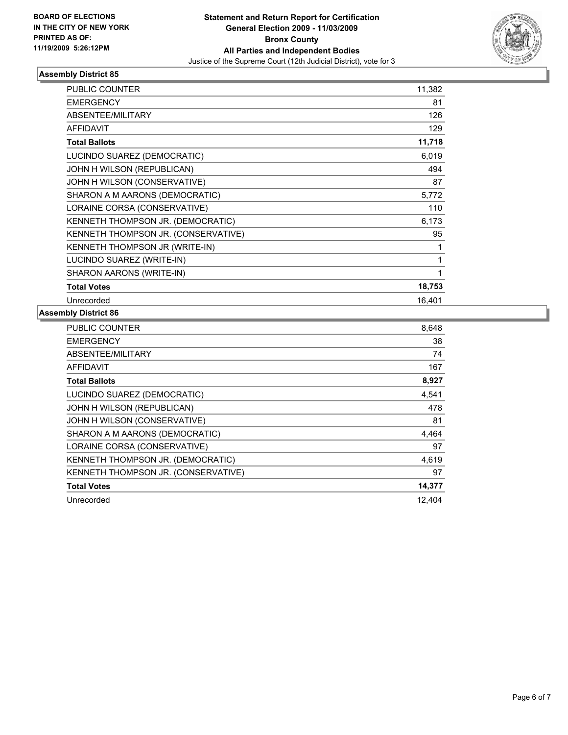BOARD OF ELECTIONS
IN THE CITY OF NEW YORK
PRINTED AS OF:
11/19/2009 5:26:12PM

**Statement and Return Report for Certification**
**General Election 2009 - 11/03/2009**
**Bronx County**
**All Parties and Independent Bodies**
Justice of the Supreme Court (12th Judicial District), vote for 3

## Assembly District 85

| | |
|---|---|
| PUBLIC COUNTER | 11,382 |
| EMERGENCY | 81 |
| ABSENTEE/MILITARY | 126 |
| AFFIDAVIT | 129 |
| **Total Ballots** | **11,718** |
| LUCINDO SUAREZ (DEMOCRATIC) | 6,019 |
| JOHN H WILSON (REPUBLICAN) | 494 |
| JOHN H WILSON (CONSERVATIVE) | 87 |
| SHARON A M AARONS (DEMOCRATIC) | 5,772 |
| LORAINE CORSA (CONSERVATIVE) | 110 |
| KENNETH THOMPSON JR. (DEMOCRATIC) | 6,173 |
| KENNETH THOMPSON JR. (CONSERVATIVE) | 95 |
| KENNETH THOMPSON JR (WRITE-IN) | 1 |
| LUCINDO SUAREZ (WRITE-IN) | 1 |
| SHARON AARONS (WRITE-IN) | 1 |
| **Total Votes** | **18,753** |
| Unrecorded | 16,401 |

## Assembly District 86

| | |
|---|---|
| PUBLIC COUNTER | 8,648 |
| EMERGENCY | 38 |
| ABSENTEE/MILITARY | 74 |
| AFFIDAVIT | 167 |
| **Total Ballots** | **8,927** |
| LUCINDO SUAREZ (DEMOCRATIC) | 4,541 |
| JOHN H WILSON (REPUBLICAN) | 478 |
| JOHN H WILSON (CONSERVATIVE) | 81 |
| SHARON A M AARONS (DEMOCRATIC) | 4,464 |
| LORAINE CORSA (CONSERVATIVE) | 97 |
| KENNETH THOMPSON JR. (DEMOCRATIC) | 4,619 |
| KENNETH THOMPSON JR. (CONSERVATIVE) | 97 |
| **Total Votes** | **14,377** |
| Unrecorded | 12,404 |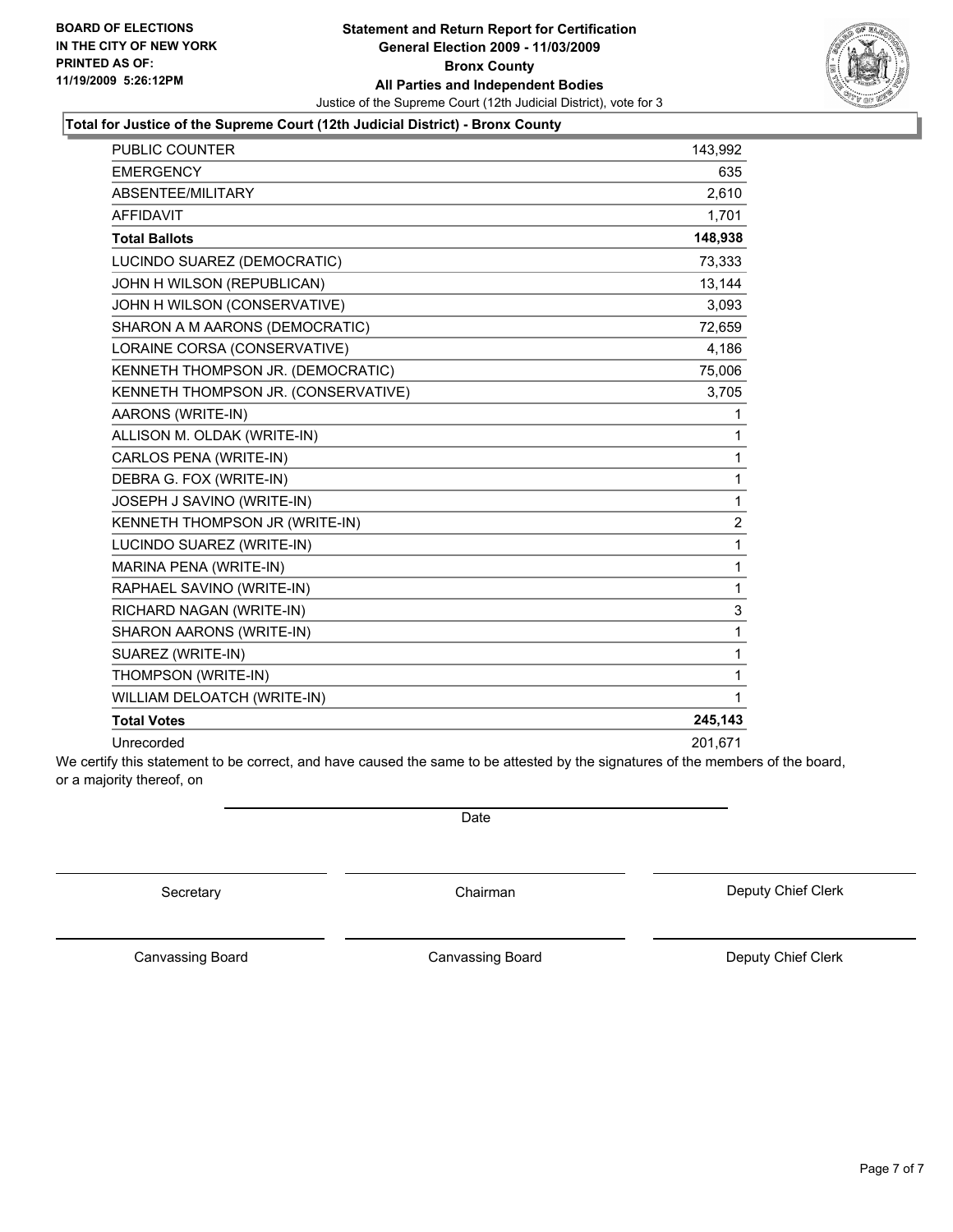**BOARD OF ELECTIONS IN THE CITY OF NEW YORK PRINTED AS OF: 11/19/2009 5:26:12PM**

# Statement and Return Report for Certification
## General Election 2009 - 11/03/2009
## Bronx County
## All Parties and Independent Bodies

Justice of the Supreme Court (12th Judicial District), vote for 3

### Total for Justice of the Supreme Court (12th Judicial District) - Bronx County

| | |
|---|---|
| PUBLIC COUNTER | 143,992 |
| EMERGENCY | 635 |
| ABSENTEE/MILITARY | 2,610 |
| AFFIDAVIT | 1,701 |
| **Total Ballots** | **148,938** |
| LUCINDO SUAREZ (DEMOCRATIC) | 73,333 |
| JOHN H WILSON (REPUBLICAN) | 13,144 |
| JOHN H WILSON (CONSERVATIVE) | 3,093 |
| SHARON A M AARONS (DEMOCRATIC) | 72,659 |
| LORAINE CORSA (CONSERVATIVE) | 4,186 |
| KENNETH THOMPSON JR. (DEMOCRATIC) | 75,006 |
| KENNETH THOMPSON JR. (CONSERVATIVE) | 3,705 |
| AARONS (WRITE-IN) | 1 |
| ALLISON M. OLDAK (WRITE-IN) | 1 |
| CARLOS PENA (WRITE-IN) | 1 |
| DEBRA G. FOX (WRITE-IN) | 1 |
| JOSEPH J SAVINO (WRITE-IN) | 1 |
| KENNETH THOMPSON JR (WRITE-IN) | 2 |
| LUCINDO SUAREZ (WRITE-IN) | 1 |
| MARINA PENA (WRITE-IN) | 1 |
| RAPHAEL SAVINO (WRITE-IN) | 1 |
| RICHARD NAGAN (WRITE-IN) | 3 |
| SHARON AARONS (WRITE-IN) | 1 |
| SUAREZ (WRITE-IN) | 1 |
| THOMPSON (WRITE-IN) | 1 |
| WILLIAM DELOATCH (WRITE-IN) | 1 |
| **Total Votes** | **245,143** |
| Unrecorded | 201,671 |

We certify this statement to be correct, and have caused the same to be attested by the signatures of the members of the board, or a majority thereof, on

Date

Secretary

Chairman

Deputy Chief Clerk

Canvassing Board

Canvassing Board

Deputy Chief Clerk